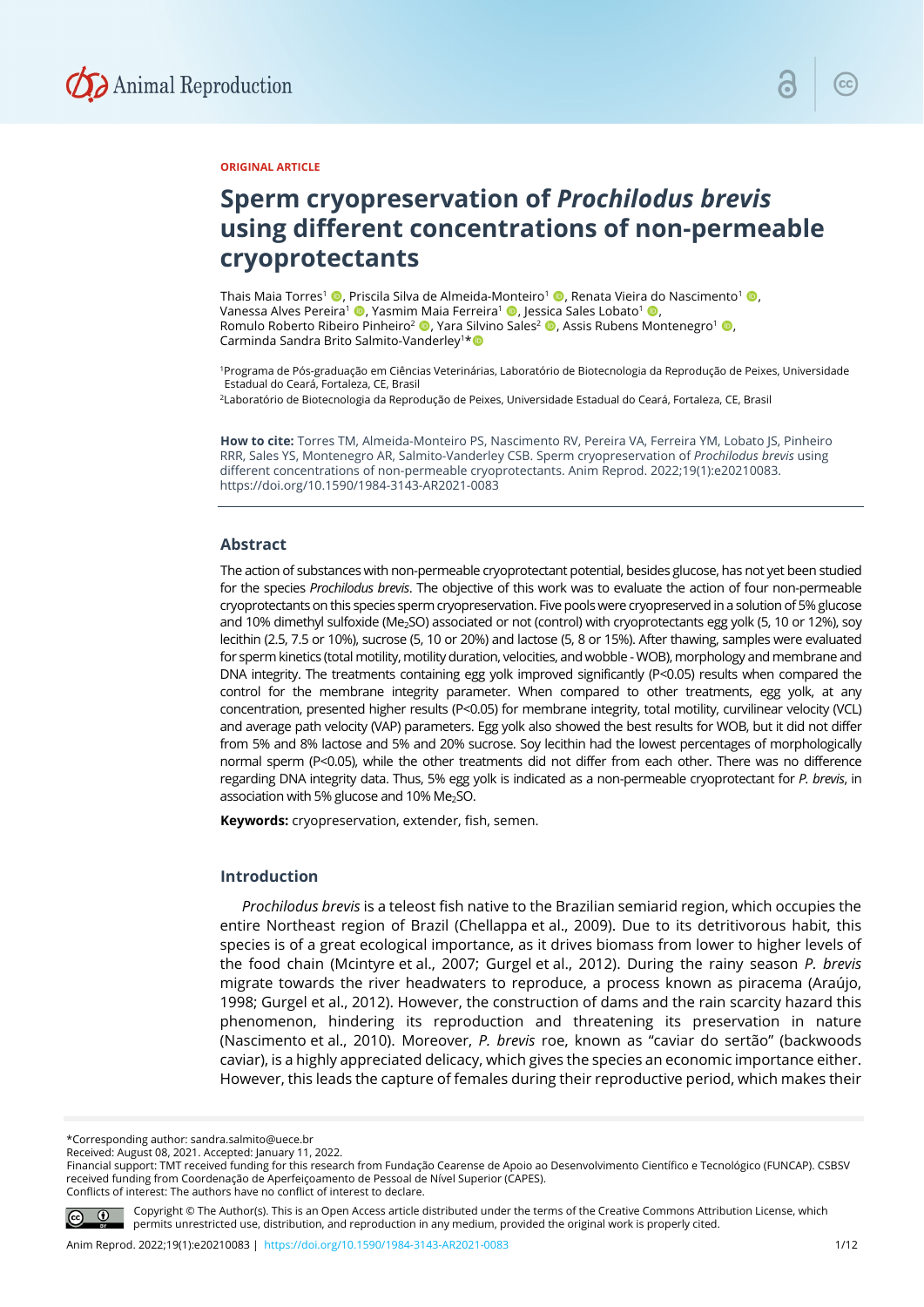ORIGINAL ARTICLE

# Sperm cryopreservation of *Prochilodus brevis* using different concentrations of non-permeable cryoprotectants

Thais Maia Torres[1], Priscila Silva de Almeida-Monteiro[1], Renata Vieira do Nascimento[1], Vanessa Alves Pereira[1], Yasmim Maia Ferreira[1], Jessica Sales Lobato[1], Romulo Roberto Ribeiro Pinheiro[2], Yara Silvino Sales[2], Assis Rubens Montenegro[1], Carminda Sandra Brito Salmito-Vanderley[1]*

[1]Programa de Pós-graduação em Ciências Veterinárias, Laboratório de Biotecnologia da Reprodução de Peixes, Universidade Estadual do Ceará, Fortaleza, CE, Brasil

[2]Laboratório de Biotecnologia da Reprodução de Peixes, Universidade Estadual do Ceará, Fortaleza, CE, Brasil

**How to cite:** Torres TM, Almeida-Monteiro PS, Nascimento RV, Pereira VA, Ferreira YM, Lobato JS, Pinheiro RRR, Sales YS, Montenegro AR, Salmito-Vanderley CSB. Sperm cryopreservation of *Prochilodus brevis* using different concentrations of non-permeable cryoprotectants. Anim Reprod. 2022;19(1):e20210083. https://doi.org/10.1590/1984-3143-AR2021-0083

## Abstract

The action of substances with non-permeable cryoprotectant potential, besides glucose, has not yet been studied for the species *Prochilodus brevis*. The objective of this work was to evaluate the action of four non-permeable cryoprotectants on this species sperm cryopreservation. Five pools were cryopreserved in a solution of 5% glucose and 10% dimethyl sulfoxide ($Me_2SO$) associated or not (control) with cryoprotectants egg yolk (5, 10 or 12%), soy lecithin (2.5, 7.5 or 10%), sucrose (5, 10 or 20%) and lactose (5, 8 or 15%). After thawing, samples were evaluated for sperm kinetics (total motility, motility duration, velocities, and wobble - WOB), morphology and membrane and DNA integrity. The treatments containing egg yolk improved significantly ($P<0.05$) results when compared the control for the membrane integrity parameter. When compared to other treatments, egg yolk, at any concentration, presented higher results ($P<0.05$) for membrane integrity, total motility, curvilinear velocity (VCL) and average path velocity (VAP) parameters. Egg yolk also showed the best results for WOB, but it did not differ from 5% and 8% lactose and 5% and 20% sucrose. Soy lecithin had the lowest percentages of morphologically normal sperm ($P<0.05$), while the other treatments did not differ from each other. There was no difference regarding DNA integrity data. Thus, 5% egg yolk is indicated as a non-permeable cryoprotectant for *P. brevis*, in association with 5% glucose and 10% $Me_2SO$.

**Keywords:** cryopreservation, extender, fish, semen.

## Introduction

*Prochilodus brevis* is a teleost fish native to the Brazilian semiarid region, which occupies the entire Northeast region of Brazil (Chellappa et al., 2009). Due to its detritivorous habit, this species is of a great ecological importance, as it drives biomass from lower to higher levels of the food chain (Mcintyre et al., 2007; Gurgel et al., 2012). During the rainy season *P. brevis* migrate towards the river headwaters to reproduce, a process known as piracema (Araújo, 1998; Gurgel et al., 2012). However, the construction of dams and the rain scarcity hazard this phenomenon, hindering its reproduction and threatening its preservation in nature (Nascimento et al., 2010). Moreover, *P. brevis* roe, known as "caviar do sertão" (backwoods caviar), is a highly appreciated delicacy, which gives the species an economic importance either. However, this leads the capture of females during their reproductive period, which makes their

*Corresponding author: sandra.salmito@uece.br
Received: August 08, 2021. Accepted: January 11, 2022.
Financial support: TMT received funding for this research from Fundação Cearense de Apoio ao Desenvolvimento Científico e Tecnológico (FUNCAP). CSBSV received funding from Coordenação de Aperfeiçoamento de Pessoal de Nível Superior (CAPES).
Conflicts of interest: The authors have no conflict of interest to declare.

Copyright © The Author(s). This is an Open Access article distributed under the terms of the Creative Commons Attribution License, which permits unrestricted use, distribution, and reproduction in any medium, provided the original work is properly cited.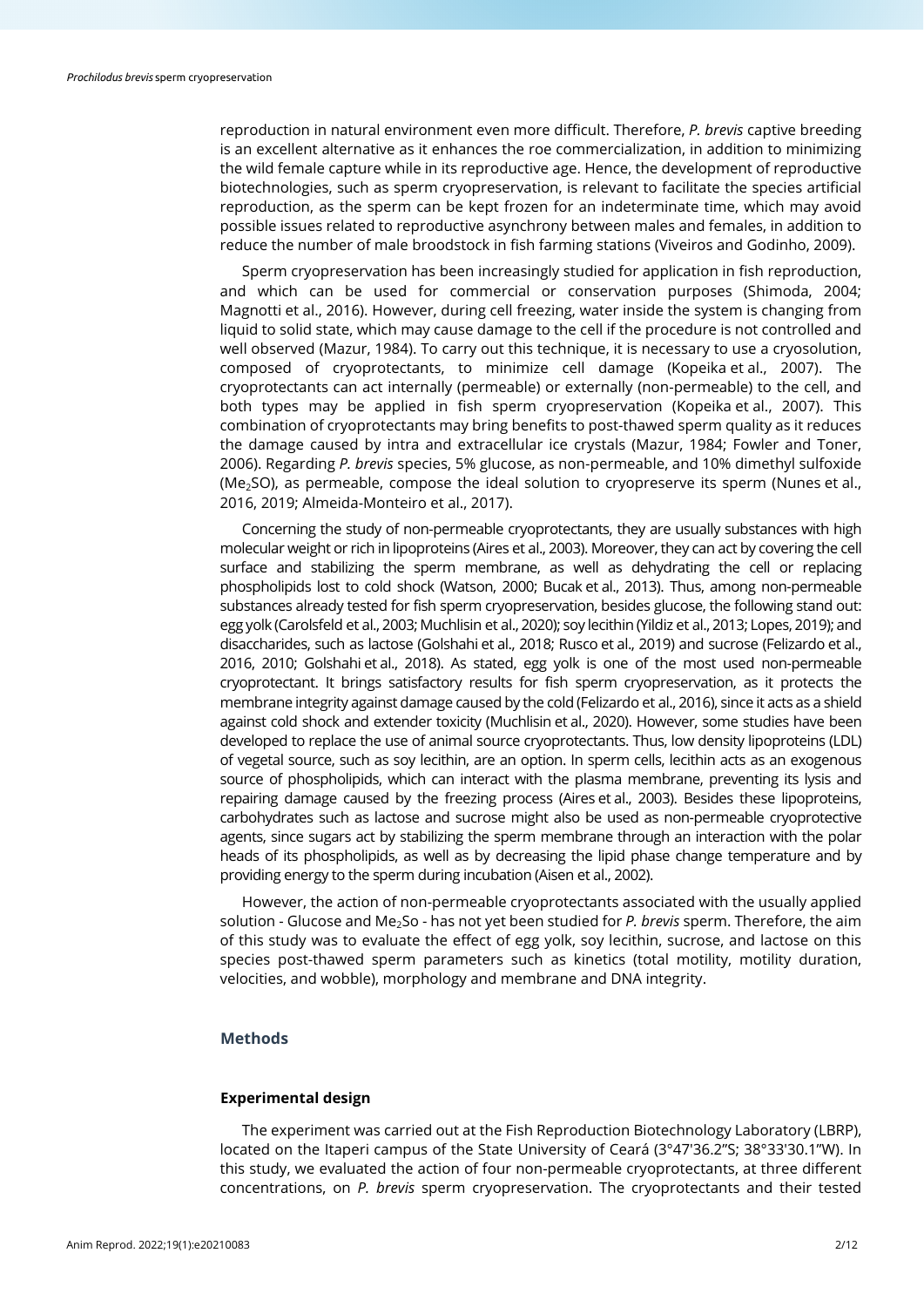reproduction in natural environment even more difficult. Therefore, *P. brevis* captive breeding is an excellent alternative as it enhances the roe commercialization, in addition to minimizing the wild female capture while in its reproductive age. Hence, the development of reproductive biotechnologies, such as sperm cryopreservation, is relevant to facilitate the species artificial reproduction, as the sperm can be kept frozen for an indeterminate time, which may avoid possible issues related to reproductive asynchrony between males and females, in addition to reduce the number of male broodstock in fish farming stations (Viveiros and Godinho, 2009).

Sperm cryopreservation has been increasingly studied for application in fish reproduction, and which can be used for commercial or conservation purposes (Shimoda, 2004; Magnotti et al., 2016). However, during cell freezing, water inside the system is changing from liquid to solid state, which may cause damage to the cell if the procedure is not controlled and well observed (Mazur, 1984). To carry out this technique, it is necessary to use a cryosolution, composed of cryoprotectants, to minimize cell damage (Kopeika et al., 2007). The cryoprotectants can act internally (permeable) or externally (non-permeable) to the cell, and both types may be applied in fish sperm cryopreservation (Kopeika et al., 2007). This combination of cryoprotectants may bring benefits to post-thawed sperm quality as it reduces the damage caused by intra and extracellular ice crystals (Mazur, 1984; Fowler and Toner, 2006). Regarding *P. brevis* species, 5% glucose, as non-permeable, and 10% dimethyl sulfoxide ($Me_2SO$), as permeable, compose the ideal solution to cryopreserve its sperm (Nunes et al., 2016, 2019; Almeida-Monteiro et al., 2017).

Concerning the study of non-permeable cryoprotectants, they are usually substances with high molecular weight or rich in lipoproteins (Aires et al., 2003). Moreover, they can act by covering the cell surface and stabilizing the sperm membrane, as well as dehydrating the cell or replacing phospholipids lost to cold shock (Watson, 2000; Bucak et al., 2013). Thus, among non-permeable substances already tested for fish sperm cryopreservation, besides glucose, the following stand out: egg yolk (Carolsfeld et al., 2003; Muchlisin et al., 2020); soy lecithin (Yildiz et al., 2013; Lopes, 2019); and disaccharides, such as lactose (Golshahi et al., 2018; Rusco et al., 2019) and sucrose (Felizardo et al., 2016, 2010; Golshahi et al., 2018). As stated, egg yolk is one of the most used non-permeable cryoprotectant. It brings satisfactory results for fish sperm cryopreservation, as it protects the membrane integrity against damage caused by the cold (Felizardo et al., 2016), since it acts as a shield against cold shock and extender toxicity (Muchlisin et al., 2020). However, some studies have been developed to replace the use of animal source cryoprotectants. Thus, low density lipoproteins (LDL) of vegetal source, such as soy lecithin, are an option. In sperm cells, lecithin acts as an exogenous source of phospholipids, which can interact with the plasma membrane, preventing its lysis and repairing damage caused by the freezing process (Aires et al., 2003). Besides these lipoproteins, carbohydrates such as lactose and sucrose might also be used as non-permeable cryoprotective agents, since sugars act by stabilizing the sperm membrane through an interaction with the polar heads of its phospholipids, as well as by decreasing the lipid phase change temperature and by providing energy to the sperm during incubation (Aisen et al., 2002).

However, the action of non-permeable cryoprotectants associated with the usually applied solution - Glucose and $Me_2So$ - has not yet been studied for *P. brevis* sperm. Therefore, the aim of this study was to evaluate the effect of egg yolk, soy lecithin, sucrose, and lactose on this species post-thawed sperm parameters such as kinetics (total motility, motility duration, velocities, and wobble), morphology and membrane and DNA integrity.

## Methods

### Experimental design

The experiment was carried out at the Fish Reproduction Biotechnology Laboratory (LBRP), located on the Itaperi campus of the State University of Ceará (3°47'36.2"S; 38°33'30.1"W). In this study, we evaluated the action of four non-permeable cryoprotectants, at three different concentrations, on *P. brevis* sperm cryopreservation. The cryoprotectants and their tested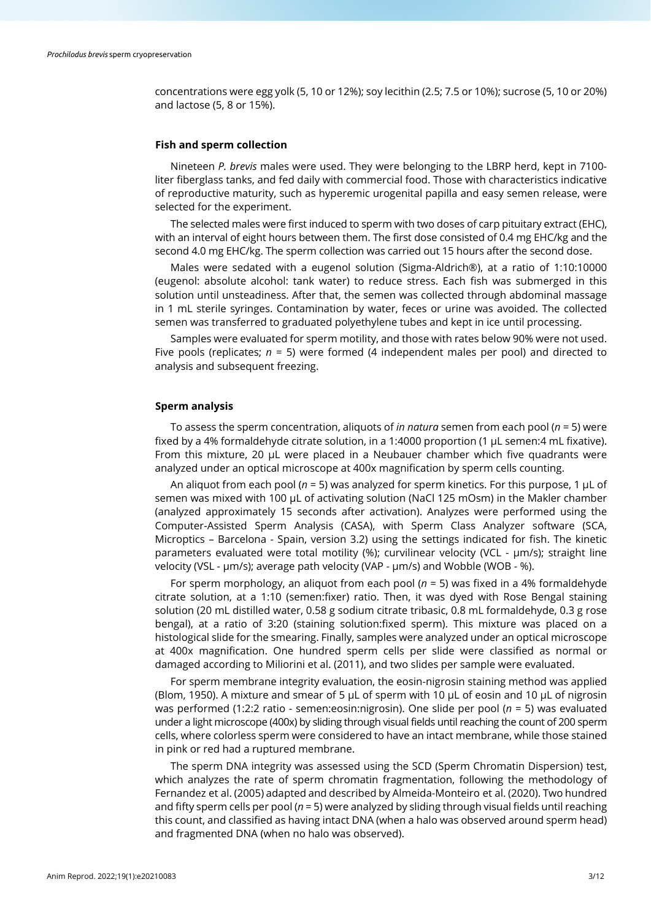concentrations were egg yolk (5, 10 or 12%); soy lecithin (2.5; 7.5 or 10%); sucrose (5, 10 or 20%) and lactose (5, 8 or 15%).

### Fish and sperm collection

Nineteen *P. brevis* males were used. They were belonging to the LBRP herd, kept in 7100-liter fiberglass tanks, and fed daily with commercial food. Those with characteristics indicative of reproductive maturity, such as hyperemic urogenital papilla and easy semen release, were selected for the experiment.

The selected males were first induced to sperm with two doses of carp pituitary extract (EHC), with an interval of eight hours between them. The first dose consisted of 0.4 mg EHC/kg and the second 4.0 mg EHC/kg. The sperm collection was carried out 15 hours after the second dose.

Males were sedated with a eugenol solution (Sigma-Aldrich®), at a ratio of 1:10:10000 (eugenol: absolute alcohol: tank water) to reduce stress. Each fish was submerged in this solution until unsteadiness. After that, the semen was collected through abdominal massage in 1 mL sterile syringes. Contamination by water, feces or urine was avoided. The collected semen was transferred to graduated polyethylene tubes and kept in ice until processing.

Samples were evaluated for sperm motility, and those with rates below 90% were not used. Five pools (replicates; $n$ = 5) were formed (4 independent males per pool) and directed to analysis and subsequent freezing.

### Sperm analysis

To assess the sperm concentration, aliquots of *in natura* semen from each pool ($n$ = 5) were fixed by a 4% formaldehyde citrate solution, in a 1:4000 proportion (1 µL semen:4 mL fixative). From this mixture, 20 µL were placed in a Neubauer chamber which five quadrants were analyzed under an optical microscope at 400x magnification by sperm cells counting.

An aliquot from each pool ($n$ = 5) was analyzed for sperm kinetics. For this purpose, 1 µL of semen was mixed with 100 µL of activating solution (NaCl 125 mOsm) in the Makler chamber (analyzed approximately 15 seconds after activation). Analyzes were performed using the Computer-Assisted Sperm Analysis (CASA), with Sperm Class Analyzer software (SCA, Microptics – Barcelona - Spain, version 3.2) using the settings indicated for fish. The kinetic parameters evaluated were total motility (%); curvilinear velocity (VCL - µm/s); straight line velocity (VSL - µm/s); average path velocity (VAP - µm/s) and Wobble (WOB - %).

For sperm morphology, an aliquot from each pool ($n$ = 5) was fixed in a 4% formaldehyde citrate solution, at a 1:10 (semen:fixer) ratio. Then, it was dyed with Rose Bengal staining solution (20 mL distilled water, 0.58 g sodium citrate tribasic, 0.8 mL formaldehyde, 0.3 g rose bengal), at a ratio of 3:20 (staining solution:fixed sperm). This mixture was placed on a histological slide for the smearing. Finally, samples were analyzed under an optical microscope at 400x magnification. One hundred sperm cells per slide were classified as normal or damaged according to Miliorini et al. (2011), and two slides per sample were evaluated.

For sperm membrane integrity evaluation, the eosin-nigrosin staining method was applied (Blom, 1950). A mixture and smear of 5 µL of sperm with 10 µL of eosin and 10 µL of nigrosin was performed (1:2:2 ratio - semen:eosin:nigrosin). One slide per pool ($n$ = 5) was evaluated under a light microscope (400x) by sliding through visual fields until reaching the count of 200 sperm cells, where colorless sperm were considered to have an intact membrane, while those stained in pink or red had a ruptured membrane.

The sperm DNA integrity was assessed using the SCD (Sperm Chromatin Dispersion) test, which analyzes the rate of sperm chromatin fragmentation, following the methodology of Fernandez et al. (2005) adapted and described by Almeida-Monteiro et al. (2020). Two hundred and fifty sperm cells per pool ($n$ = 5) were analyzed by sliding through visual fields until reaching this count, and classified as having intact DNA (when a halo was observed around sperm head) and fragmented DNA (when no halo was observed).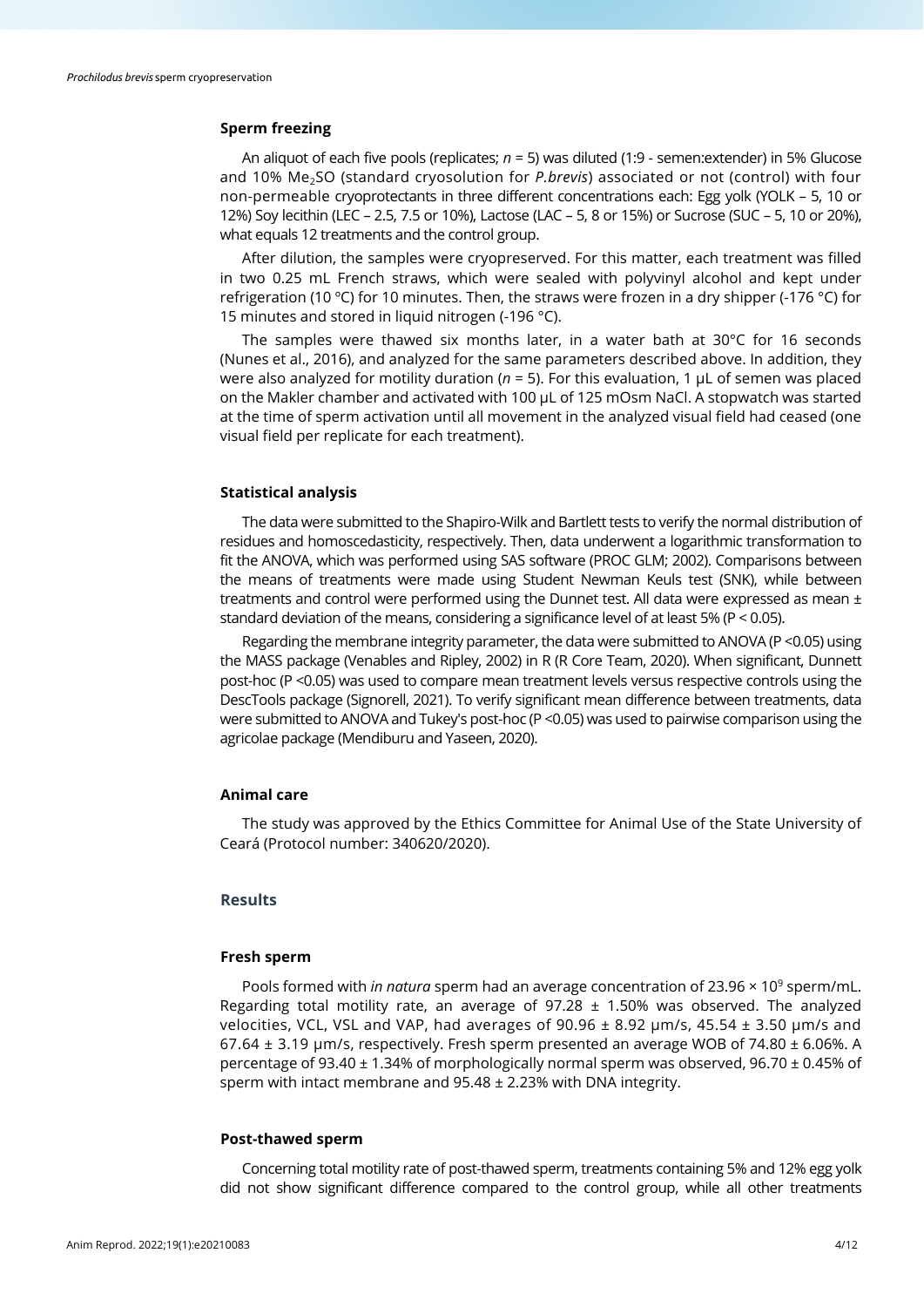### Sperm freezing

An aliquot of each five pools (replicates; *n* = 5) was diluted (1:9 - semen:extender) in 5% Glucose and 10% $Me_2SO$ (standard cryosolution for *P.brevis*) associated or not (control) with four non-permeable cryoprotectants in three different concentrations each: Egg yolk (YOLK – 5, 10 or 12%) Soy lecithin (LEC – 2.5, 7.5 or 10%), Lactose (LAC – 5, 8 or 15%) or Sucrose (SUC – 5, 10 or 20%), what equals 12 treatments and the control group.

After dilution, the samples were cryopreserved. For this matter, each treatment was filled in two 0.25 mL French straws, which were sealed with polyvinyl alcohol and kept under refrigeration (10 °C) for 10 minutes. Then, the straws were frozen in a dry shipper (-176 °C) for 15 minutes and stored in liquid nitrogen (-196 °C).

The samples were thawed six months later, in a water bath at 30°C for 16 seconds (Nunes et al., 2016), and analyzed for the same parameters described above. In addition, they were also analyzed for motility duration (*n* = 5). For this evaluation, 1 µL of semen was placed on the Makler chamber and activated with 100 µL of 125 mOsm NaCl. A stopwatch was started at the time of sperm activation until all movement in the analyzed visual field had ceased (one visual field per replicate for each treatment).

### Statistical analysis

The data were submitted to the Shapiro-Wilk and Bartlett tests to verify the normal distribution of residues and homoscedasticity, respectively. Then, data underwent a logarithmic transformation to fit the ANOVA, which was performed using SAS software (PROC GLM; 2002). Comparisons between the means of treatments were made using Student Newman Keuls test (SNK), while between treatments and control were performed using the Dunnet test. All data were expressed as mean ± standard deviation of the means, considering a significance level of at least 5% ($P < 0.05$).

Regarding the membrane integrity parameter, the data were submitted to ANOVA ($P < 0.05$) using the MASS package (Venables and Ripley, 2002) in R (R Core Team, 2020). When significant, Dunnett post-hoc ($P < 0.05$) was used to compare mean treatment levels versus respective controls using the DescTools package (Signorell, 2021). To verify significant mean difference between treatments, data were submitted to ANOVA and Tukey's post-hoc ($P < 0.05$) was used to pairwise comparison using the agricolae package (Mendiburu and Yaseen, 2020).

### Animal care

The study was approved by the Ethics Committee for Animal Use of the State University of Ceará (Protocol number: 340620/2020).

## Results

### Fresh sperm

Pools formed with *in natura* sperm had an average concentration of $23.96 \times 10^9$ sperm/mL. Regarding total motility rate, an average of 97.28 ± 1.50% was observed. The analyzed velocities, VCL, VSL and VAP, had averages of 90.96 ± 8.92 µm/s, 45.54 ± 3.50 µm/s and 67.64 ± 3.19 µm/s, respectively. Fresh sperm presented an average WOB of 74.80 ± 6.06%. A percentage of 93.40 ± 1.34% of morphologically normal sperm was observed, 96.70 ± 0.45% of sperm with intact membrane and 95.48 ± 2.23% with DNA integrity.

### Post-thawed sperm

Concerning total motility rate of post-thawed sperm, treatments containing 5% and 12% egg yolk did not show significant difference compared to the control group, while all other treatments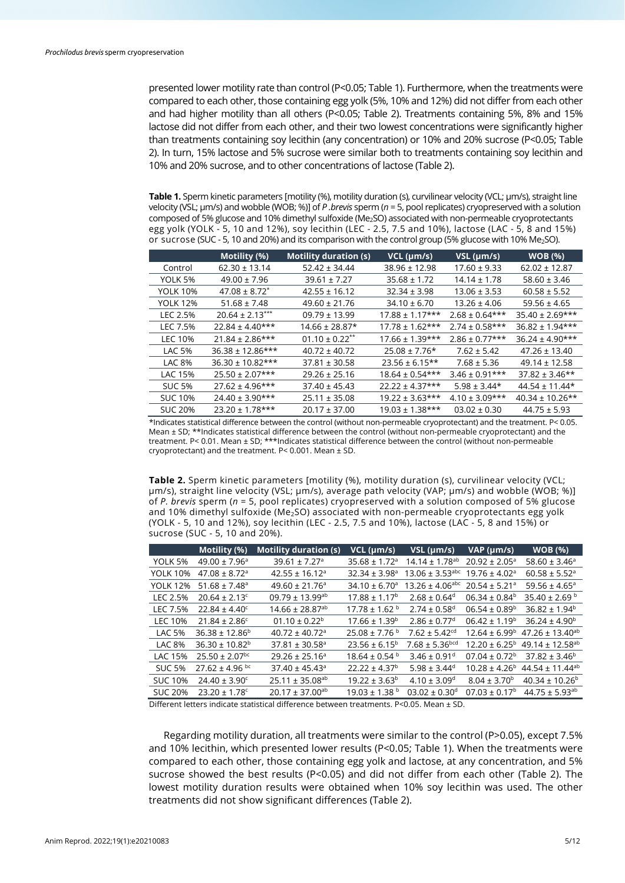presented lower motility rate than control (P<0.05; Table 1). Furthermore, when the treatments were compared to each other, those containing egg yolk (5%, 10% and 12%) did not differ from each other and had higher motility than all others (P<0.05; Table 2). Treatments containing 5%, 8% and 15% lactose did not differ from each other, and their two lowest concentrations were significantly higher than treatments containing soy lecithin (any concentration) or 10% and 20% sucrose (P<0.05; Table 2). In turn, 15% lactose and 5% sucrose were similar both to treatments containing soy lecithin and 10% and 20% sucrose, and to other concentrations of lactose (Table 2).

**Table 1.** Sperm kinetic parameters [motility (%), motility duration (s), curvilinear velocity (VCL; µm/s), straight line velocity (VSL; µm/s) and wobble (WOB; %)] of *P .brevis* sperm (*n* = 5, pool replicates) cryopreserved with a solution composed of 5% glucose and 10% dimethyl sulfoxide ($Me_2SO$) associated with non-permeable cryoprotectants egg yolk (YOLK - 5, 10 and 12%), soy lecithin (LEC - 2.5, 7.5 and 10%), lactose (LAC - 5, 8 and 15%) or sucrose (SUC - 5, 10 and 20%) and its comparison with the control group (5% glucose with 10% $Me_2SO$).

| | Motility (%) | Motility duration (s) | VCL (µm/s) | VSL (µm/s) | WOB (%) |
|---|---|---|---|---|---|
| Control | 62.30 ± 13.14 | 52.42 ± 34.44 | 38.96 ± 12.98 | 17.60 ± 9.33 | 62.02 ± 12.87 |
| YOLK 5% | 49.00 ± 7.96 | 39.61 ± 7.27 | 35.68 ± 1.72 | 14.14 ± 1.78 | 58.60 ± 3.46 |
| YOLK 10% | 47.08 ± 8.72* | 42.55 ± 16.12 | 32.34 ± 3.98 | 13.06 ± 3.53 | 60.58 ± 5.52 |
| YOLK 12% | 51.68 ± 7.48 | 49.60 ± 21.76 | 34.10 ± 6.70 | 13.26 ± 4.06 | 59.56 ± 4.65 |
| LEC 2.5% | 20.64 ± 2.13*** | 09.79 ± 13.99 | 17.88 ± 1.17*** | 2.68 ± 0.64*** | 35.40 ± 2.69*** |
| LEC 7.5% | 22.84 ± 4.40*** | 14.66 ± 28.87* | 17.78 ± 1.62*** | 2.74 ± 0.58*** | 36.82 ± 1.94*** |
| LEC 10% | 21.84 ± 2.86*** | 01.10 ± 0.22** | 17.66 ± 1.39*** | 2.86 ± 0.77*** | 36.24 ± 4.90*** |
| LAC 5% | 36.38 ± 12.86*** | 40.72 ± 40.72 | 25.08 ± 7.76* | 7.62 ± 5.42 | 47.26 ± 13.40 |
| LAC 8% | 36.30 ± 10.82*** | 37.81 ± 30.58 | 23.56 ± 6.15** | 7.68 ± 5.36 | 49.14 ± 12.58 |
| LAC 15% | 25.50 ± 2.07*** | 29.26 ± 25.16 | 18.64 ± 0.54*** | 3.46 ± 0.91*** | 37.82 ± 3.46** |
| SUC 5% | 27.62 ± 4.96*** | 37.40 ± 45.43 | 22.22 ± 4.37*** | 5.98 ± 3.44* | 44.54 ± 11.44* |
| SUC 10% | 24.40 ± 3.90*** | 25.11 ± 35.08 | 19.22 ± 3.63*** | 4.10 ± 3.09*** | 40.34 ± 10.26** |
| SUC 20% | 23.20 ± 1.78*** | 20.17 ± 37.00 | 19.03 ± 1.38*** | 03.02 ± 0.30 | 44.75 ± 5.93 |

*Indicates statistical difference between the control (without non-permeable cryoprotectant) and the treatment. P< 0.05. Mean ± SD; **Indicates statistical difference between the control (without non-permeable cryoprotectant) and the treatment. P< 0.01. Mean ± SD; ***Indicates statistical difference between the control (without non-permeable cryoprotectant) and the treatment. P< 0.001. Mean ± SD.

**Table 2.** Sperm kinetic parameters [motility (%), motility duration (s), curvilinear velocity (VCL; µm/s), straight line velocity (VSL; µm/s), average path velocity (VAP; µm/s) and wobble (WOB; %)] of *P. brevis* sperm (*n* = 5, pool replicates) cryopreserved with a solution composed of 5% glucose and 10% dimethyl sulfoxide ($Me_2SO$) associated with non-permeable cryoprotectants egg yolk (YOLK - 5, 10 and 12%), soy lecithin (LEC - 2.5, 7.5 and 10%), lactose (LAC - 5, 8 and 15%) or sucrose (SUC - 5, 10 and 20%).

| | Motility (%) | Motility duration (s) | VCL (µm/s) | VSL (µm/s) | VAP (µm/s) | WOB (%) |
|---|---|---|---|---|---|---|
| YOLK 5% | 49.00 ± 7.96[a] | 39.61 ± 7.27[a] | 35.68 ± 1.72[a] | 14.14 ± 1.78[ab] | 20.92 ± 2.05[a] | 58.60 ± 3.46[a] |
| YOLK 10% | 47.08 ± 8.72[a] | 42.55 ± 16.12[a] | 32.34 ± 3.98[a] | 13.06 ± 3.53[abc] | 19.76 ± 4.02[a] | 60.58 ± 5.52[a] |
| YOLK 12% | 51.68 ± 7.48[a] | 49.60 ± 21.76[a] | 34.10 ± 6.70[a] | 13.26 ± 4.06[abc] | 20.54 ± 5.21[a] | 59.56 ± 4.65[a] |
| LEC 2.5% | 20.64 ± 2.13[c] | 09.79 ± 13.99[ab] | 17.88 ± 1.17[b] | 2.68 ± 0.64[d] | 06.34 ± 0.84[b] | 35.40 ± 2.69 [b] |
| LEC 7.5% | 22.84 ± 4.40[c] | 14.66 ± 28.87[ab] | 17.78 ± 1.62 [b] | 2.74 ± 0.58[d] | 06.54 ± 0.89[b] | 36.82 ± 1.94[b] |
| LEC 10% | 21.84 ± 2.86[c] | 01.10 ± 0.22[b] | 17.66 ± 1.39[b] | 2.86 ± 0.77[d] | 06.42 ± 1.19[b] | 36.24 ± 4.90[b] |
| LAC 5% | 36.38 ± 12.86[b] | 40.72 ± 40.72[a] | 25.08 ± 7.76 [b] | 7.62 ± 5.42[cd] | 12.64 ± 6.99[b] | 47.26 ± 13.40[ab] |
| LAC 8% | 36.30 ± 10.82[b] | 37.81 ± 30.58[a] | 23.56 ± 6.15[b] | 7.68 ± 5.36[bcd] | 12.20 ± 6.25[b] | 49.14 ± 12.58[ab] |
| LAC 15% | 25.50 ± 2.07[bc] | 29.26 ± 25.16[a] | 18.64 ± 0.54 [b] | 3.46 ± 0.91[d] | 07.04 ± 0.72[b] | 37.82 ± 3.46[b] |
| SUC 5% | 27.62 ± 4.96 [bc] | 37.40 ± 45.43[a] | 22.22 ± 4.37[b] | 5.98 ± 3.44[d] | 10.28 ± 4.26[b] | 44.54 ± 11.44[ab] |
| SUC 10% | 24.40 ± 3.90[c] | 25.11 ± 35.08[ab] | 19.22 ± 3.63[b] | 4.10 ± 3.09[d] | 8.04 ± 3.70[b] | 40.34 ± 10.26[b] |
| SUC 20% | 23.20 ± 1.78[c] | 20.17 ± 37.00[ab] | 19.03 ± 1.38 [b] | 03.02 ± 0.30[d] | 07.03 ± 0.17[b] | 44.75 ± 5.93[ab] |

Different letters indicate statistical difference between treatments. P<0.05. Mean ± SD.

Regarding motility duration, all treatments were similar to the control (P>0.05), except 7.5% and 10% lecithin, which presented lower results (P<0.05; Table 1). When the treatments were compared to each other, those containing egg yolk and lactose, at any concentration, and 5% sucrose showed the best results (P<0.05) and did not differ from each other (Table 2). The lowest motility duration results were obtained when 10% soy lecithin was used. The other treatments did not show significant differences (Table 2).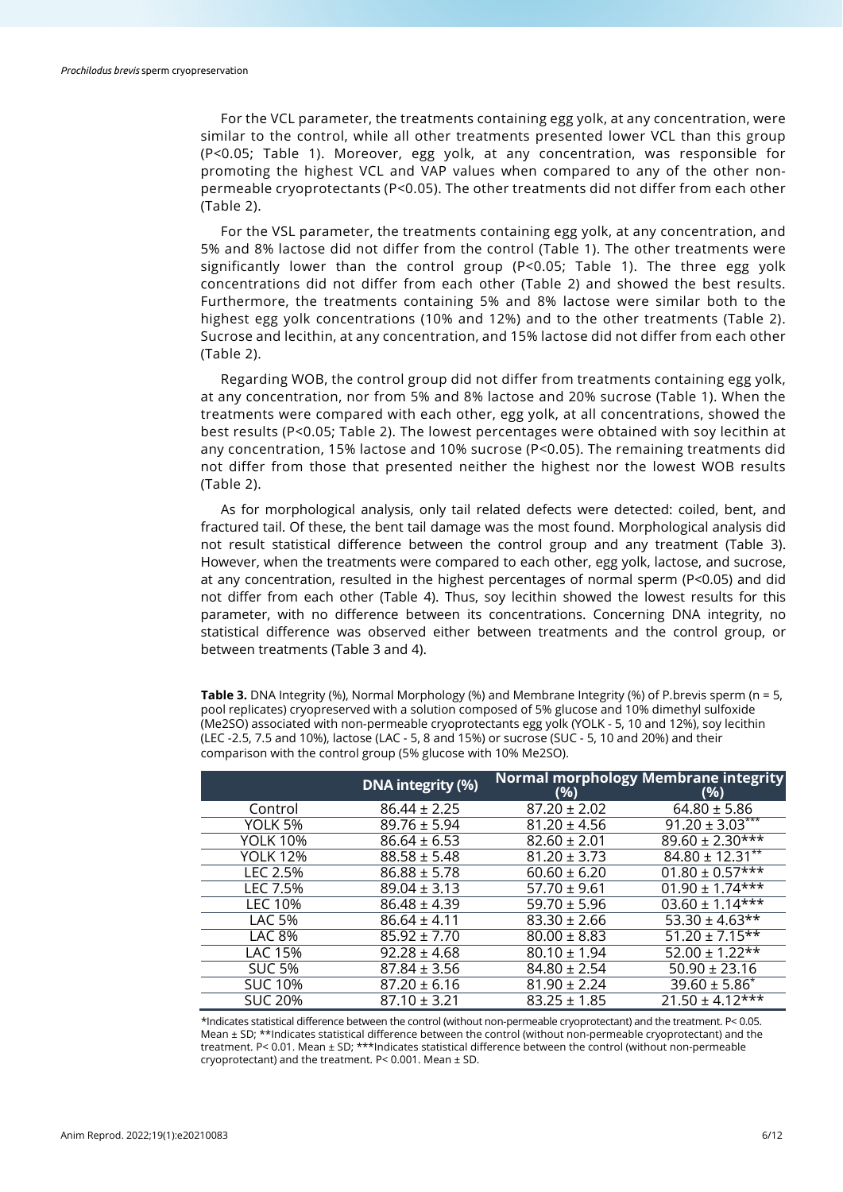For the VCL parameter, the treatments containing egg yolk, at any concentration, were similar to the control, while all other treatments presented lower VCL than this group ($P<0.05$; Table 1). Moreover, egg yolk, at any concentration, was responsible for promoting the highest VCL and VAP values when compared to any of the other non-permeable cryoprotectants ($P<0.05$). The other treatments did not differ from each other (Table 2).

For the VSL parameter, the treatments containing egg yolk, at any concentration, and 5% and 8% lactose did not differ from the control (Table 1). The other treatments were significantly lower than the control group ($P<0.05$; Table 1). The three egg yolk concentrations did not differ from each other (Table 2) and showed the best results. Furthermore, the treatments containing 5% and 8% lactose were similar both to the highest egg yolk concentrations (10% and 12%) and to the other treatments (Table 2). Sucrose and lecithin, at any concentration, and 15% lactose did not differ from each other (Table 2).

Regarding WOB, the control group did not differ from treatments containing egg yolk, at any concentration, nor from 5% and 8% lactose and 20% sucrose (Table 1). When the treatments were compared with each other, egg yolk, at all concentrations, showed the best results ($P<0.05$; Table 2). The lowest percentages were obtained with soy lecithin at any concentration, 15% lactose and 10% sucrose ($P<0.05$). The remaining treatments did not differ from those that presented neither the highest nor the lowest WOB results (Table 2).

As for morphological analysis, only tail related defects were detected: coiled, bent, and fractured tail. Of these, the bent tail damage was the most found. Morphological analysis did not result statistical difference between the control group and any treatment (Table 3). However, when the treatments were compared to each other, egg yolk, lactose, and sucrose, at any concentration, resulted in the highest percentages of normal sperm ($P<0.05$) and did not differ from each other (Table 4). Thus, soy lecithin showed the lowest results for this parameter, with no difference between its concentrations. Concerning DNA integrity, no statistical difference was observed either between treatments and the control group, or between treatments (Table 3 and 4).

**Table 3.** DNA Integrity (%), Normal Morphology (%) and Membrane Integrity (%) of P.brevis sperm (n = 5, pool replicates) cryopreserved with a solution composed of 5% glucose and 10% dimethyl sulfoxide (Me2SO) associated with non-permeable cryoprotectants egg yolk (YOLK - 5, 10 and 12%), soy lecithin (LEC -2.5, 7.5 and 10%), lactose (LAC - 5, 8 and 15%) or sucrose (SUC - 5, 10 and 20%) and their comparison with the control group (5% glucose with 10% Me2SO).

| | DNA integrity (%) | Normal morphology (%) | Membrane integrity (%) |
|---|---|---|---|
| Control | 86.44 ± 2.25 | 87.20 ± 2.02 | 64.80 ± 5.86 |
| YOLK 5% | 89.76 ± 5.94 | 81.20 ± 4.56 | 91.20 ± 3.03*** |
| YOLK 10% | 86.64 ± 6.53 | 82.60 ± 2.01 | 89.60 ± 2.30*** |
| YOLK 12% | 88.58 ± 5.48 | 81.20 ± 3.73 | 84.80 ± 12.31** |
| LEC 2.5% | 86.88 ± 5.78 | 60.60 ± 6.20 | 01.80 ± 0.57*** |
| LEC 7.5% | 89.04 ± 3.13 | 57.70 ± 9.61 | 01.90 ± 1.74*** |
| LEC 10% | 86.48 ± 4.39 | 59.70 ± 5.96 | 03.60 ± 1.14*** |
| LAC 5% | 86.64 ± 4.11 | 83.30 ± 2.66 | 53.30 ± 4.63** |
| LAC 8% | 85.92 ± 7.70 | 80.00 ± 8.83 | 51.20 ± 7.15** |
| LAC 15% | 92.28 ± 4.68 | 80.10 ± 1.94 | 52.00 ± 1.22** |
| SUC 5% | 87.84 ± 3.56 | 84.80 ± 2.54 | 50.90 ± 23.16 |
| SUC 10% | 87.20 ± 6.16 | 81.90 ± 2.24 | 39.60 ± 5.86* |
| SUC 20% | 87.10 ± 3.21 | 83.25 ± 1.85 | 21.50 ± 4.12*** |

*Indicates statistical difference between the control (without non-permeable cryoprotectant) and the treatment. $P< 0.05$. Mean ± SD; **Indicates statistical difference between the control (without non-permeable cryoprotectant) and the treatment. $P< 0.01$. Mean ± SD; ***Indicates statistical difference between the control (without non-permeable cryoprotectant) and the treatment. $P< 0.001$. Mean ± SD.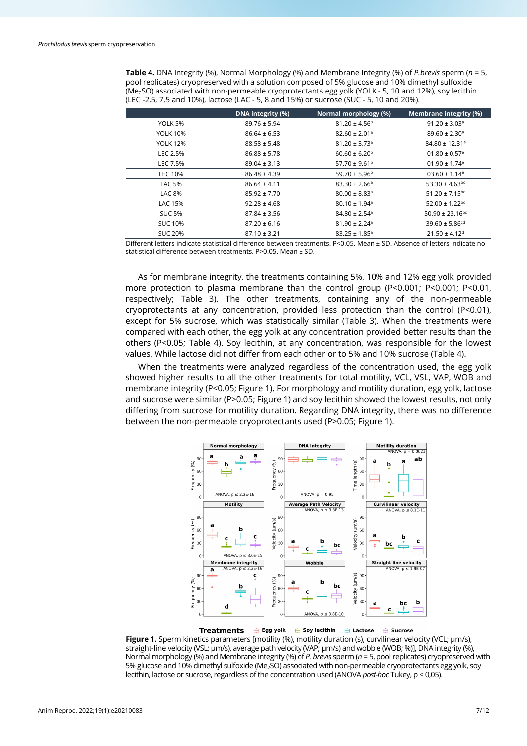**Table 4.** DNA Integrity (%), Normal Morphology (%) and Membrane Integrity (%) of *P. brevis* sperm (*n* = 5, pool replicates) cryopreserved with a solution composed of 5% glucose and 10% dimethyl sulfoxide ($Me_2SO$) associated with non-permeable cryoprotectants egg yolk (YOLK - 5, 10 and 12%), soy lecithin (LEC -2.5, 7.5 and 10%), lactose (LAC - 5, 8 and 15%) or sucrose (SUC - 5, 10 and 20%).

| | DNA integrity (%) | Normal morphology (%) | Membrane integrity (%) |
|---|---|---|---|
| YOLK 5% | 89.76 ± 5.94 | 81.20 ± 4.56[a] | 91.20 ± 3.03[a] |
| YOLK 10% | 86.64 ± 6.53 | 82.60 ± 2.01[a] | 89.60 ± 2.30[a] |
| YOLK 12% | 88.58 ± 5.48 | 81.20 ± 3.73[a] | 84.80 ± 12.31[a] |
| LEC 2.5% | 86.88 ± 5.78 | 60.60 ± 6.20[b] | 01.80 ± 0.57[e] |
| LEC 7.5% | 89.04 ± 3.13 | 57.70 ± 9.61[b] | 01.90 ± 1.74[e] |
| LEC 10% | 86.48 ± 4.39 | 59.70 ± 5.96[b] | 03.60 ± 1.14[e] |
| LAC 5% | 86.64 ± 4.11 | 83.30 ± 2.66[a] | 53.30 ± 4.63[bc] |
| LAC 8% | 85.92 ± 7.70 | 80.00 ± 8.83[a] | 51.20 ± 7.15[bc] |
| LAC 15% | 92.28 ± 4.68 | 80.10 ± 1.94[a] | 52.00 ± 1.22[bc] |
| SUC 5% | 87.84 ± 3.56 | 84.80 ± 2.54[a] | 50.90 ± 23.16[bc] |
| SUC 10% | 87.20 ± 6.16 | 81.90 ± 2.24[a] | 39.60 ± 5.86[cd] |
| SUC 20% | 87.10 ± 3.21 | 83.25 ± 1.85[a] | 21.50 ± 4.12[d] |

Different letters indicate statistical difference between treatments. P<0.05. Mean ± SD. Absence of letters indicate no statistical difference between treatments. P>0.05. Mean ± SD.

As for membrane integrity, the treatments containing 5%, 10% and 12% egg yolk provided more protection to plasma membrane than the control group (P<0.001; P<0.001; P<0.01, respectively; Table 3). The other treatments, containing any of the non-permeable cryoprotectants at any concentration, provided less protection than the control (P<0.01), except for 5% sucrose, which was statistically similar (Table 3). When the treatments were compared with each other, the egg yolk at any concentration provided better results than the others (P<0.05; Table 4). Soy lecithin, at any concentration, was responsible for the lowest values. While lactose did not differ from each other or to 5% and 10% sucrose (Table 4).

When the treatments were analyzed regardless of the concentration used, the egg yolk showed higher results to all the other treatments for total motility, VCL, VSL, VAP, WOB and membrane integrity (P<0.05; Figure 1). For morphology and motility duration, egg yolk, lactose and sucrose were similar (P>0.05; Figure 1) and soy lecithin showed the lowest results, not only differing from sucrose for motility duration. Regarding DNA integrity, there was no difference between the non-permeable cryoprotectants used (P>0.05; Figure 1).

**Figure 1.** Sperm kinetics parameters [motility (%), motility duration (s), curvilinear velocity (VCL; µm/s), straight-line velocity (VSL; µm/s), average path velocity (VAP; µm/s) and wobble (WOB; %)], DNA integrity (%), Normal morphology (%) and Membrane integrity (%) of *P. brevis* sperm (*n* = 5, pool replicates) cryopreserved with 5% glucose and 10% dimethyl sulfoxide ($Me_2SO$) associated with non-permeable cryoprotectants egg yolk, soy lecithin, lactose or sucrose, regardless of the concentration used (ANOVA *post-hoc* Tukey, p ≤ 0,05).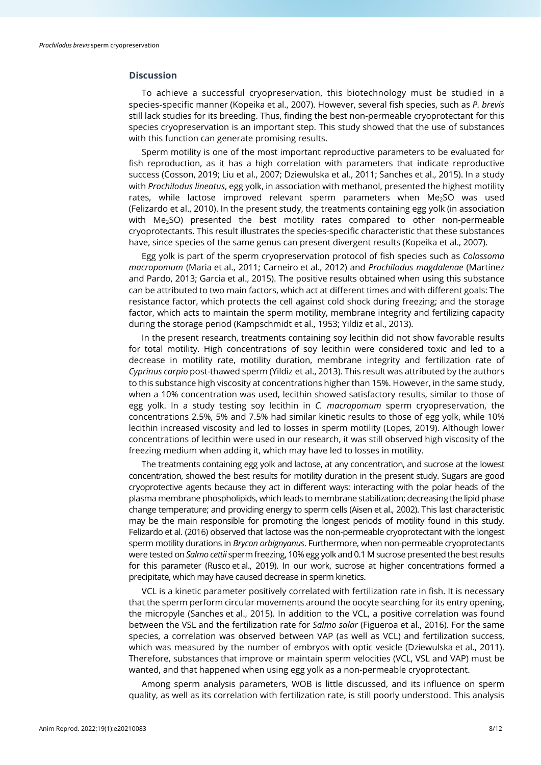## Discussion

To achieve a successful cryopreservation, this biotechnology must be studied in a species-specific manner (Kopeika et al., 2007). However, several fish species, such as *P. brevis* still lack studies for its breeding. Thus, finding the best non-permeable cryoprotectant for this species cryopreservation is an important step. This study showed that the use of substances with this function can generate promising results.

Sperm motility is one of the most important reproductive parameters to be evaluated for fish reproduction, as it has a high correlation with parameters that indicate reproductive success (Cosson, 2019; Liu et al., 2007; Dziewulska et al., 2011; Sanches et al., 2015). In a study with *Prochilodus lineatus*, egg yolk, in association with methanol, presented the highest motility rates, while lactose improved relevant sperm parameters when $Me_2SO$ was used (Felizardo et al., 2010). In the present study, the treatments containing egg yolk (in association with $Me_2SO$) presented the best motility rates compared to other non-permeable cryoprotectants. This result illustrates the species-specific characteristic that these substances have, since species of the same genus can present divergent results (Kopeika et al., 2007).

Egg yolk is part of the sperm cryopreservation protocol of fish species such as *Colossoma macropomum* (Maria et al., 2011; Carneiro et al., 2012) and *Prochilodus magdalenae* (Martínez and Pardo, 2013; Garcia et al., 2015). The positive results obtained when using this substance can be attributed to two main factors, which act at different times and with different goals: The resistance factor, which protects the cell against cold shock during freezing; and the storage factor, which acts to maintain the sperm motility, membrane integrity and fertilizing capacity during the storage period (Kampschmidt et al., 1953; Yildiz et al., 2013).

In the present research, treatments containing soy lecithin did not show favorable results for total motility. High concentrations of soy lecithin were considered toxic and led to a decrease in motility rate, motility duration, membrane integrity and fertilization rate of *Cyprinus carpio* post-thawed sperm (Yildiz et al., 2013). This result was attributed by the authors to this substance high viscosity at concentrations higher than 15%. However, in the same study, when a 10% concentration was used, lecithin showed satisfactory results, similar to those of egg yolk. In a study testing soy lecithin in *C. macropomum* sperm cryopreservation, the concentrations 2.5%, 5% and 7.5% had similar kinetic results to those of egg yolk, while 10% lecithin increased viscosity and led to losses in sperm motility (Lopes, 2019). Although lower concentrations of lecithin were used in our research, it was still observed high viscosity of the freezing medium when adding it, which may have led to losses in motility.

The treatments containing egg yolk and lactose, at any concentration, and sucrose at the lowest concentration, showed the best results for motility duration in the present study. Sugars are good cryoprotective agents because they act in different ways: interacting with the polar heads of the plasma membrane phospholipids, which leads to membrane stabilization; decreasing the lipid phase change temperature; and providing energy to sperm cells (Aisen et al., 2002). This last characteristic may be the main responsible for promoting the longest periods of motility found in this study. Felizardo et al. (2016) observed that lactose was the non-permeable cryoprotectant with the longest sperm motility durations in *Brycon orbignyanus*. Furthermore, when non-permeable cryoprotectants were tested on *Salmo cettii* sperm freezing, 10% egg yolk and 0.1 M sucrose presented the best results for this parameter (Rusco et al., 2019). In our work, sucrose at higher concentrations formed a precipitate, which may have caused decrease in sperm kinetics.

VCL is a kinetic parameter positively correlated with fertilization rate in fish. It is necessary that the sperm perform circular movements around the oocyte searching for its entry opening, the micropyle (Sanches et al., 2015). In addition to the VCL, a positive correlation was found between the VSL and the fertilization rate for *Salmo salar* (Figueroa et al., 2016). For the same species, a correlation was observed between VAP (as well as VCL) and fertilization success, which was measured by the number of embryos with optic vesicle (Dziewulska et al., 2011). Therefore, substances that improve or maintain sperm velocities (VCL, VSL and VAP) must be wanted, and that happened when using egg yolk as a non-permeable cryoprotectant.

Among sperm analysis parameters, WOB is little discussed, and its influence on sperm quality, as well as its correlation with fertilization rate, is still poorly understood. This analysis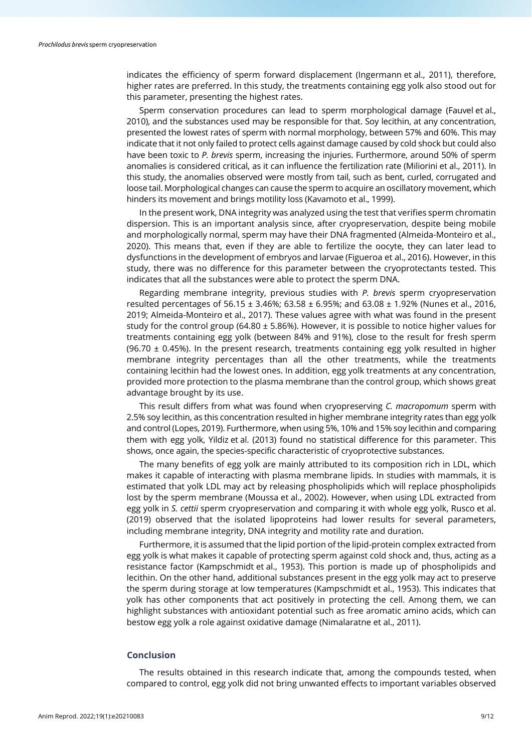indicates the efficiency of sperm forward displacement (Ingermann et al., 2011), therefore, higher rates are preferred. In this study, the treatments containing egg yolk also stood out for this parameter, presenting the highest rates.

Sperm conservation procedures can lead to sperm morphological damage (Fauvel et al., 2010), and the substances used may be responsible for that. Soy lecithin, at any concentration, presented the lowest rates of sperm with normal morphology, between 57% and 60%. This may indicate that it not only failed to protect cells against damage caused by cold shock but could also have been toxic to *P. brevis* sperm, increasing the injuries. Furthermore, around 50% of sperm anomalies is considered critical, as it can influence the fertilization rate (Miliorini et al., 2011). In this study, the anomalies observed were mostly from tail, such as bent, curled, corrugated and loose tail. Morphological changes can cause the sperm to acquire an oscillatory movement, which hinders its movement and brings motility loss (Kavamoto et al., 1999).

In the present work, DNA integrity was analyzed using the test that verifies sperm chromatin dispersion. This is an important analysis since, after cryopreservation, despite being mobile and morphologically normal, sperm may have their DNA fragmented (Almeida-Monteiro et al., 2020). This means that, even if they are able to fertilize the oocyte, they can later lead to dysfunctions in the development of embryos and larvae (Figueroa et al., 2016). However, in this study, there was no difference for this parameter between the cryoprotectants tested. This indicates that all the substances were able to protect the sperm DNA.

Regarding membrane integrity, previous studies with *P. brevis* sperm cryopreservation resulted percentages of 56.15 ± 3.46%; 63.58 ± 6.95%; and 63.08 ± 1.92% (Nunes et al., 2016, 2019; Almeida-Monteiro et al., 2017). These values agree with what was found in the present study for the control group (64.80 ± 5.86%). However, it is possible to notice higher values for treatments containing egg yolk (between 84% and 91%), close to the result for fresh sperm (96.70 ± 0.45%). In the present research, treatments containing egg yolk resulted in higher membrane integrity percentages than all the other treatments, while the treatments containing lecithin had the lowest ones. In addition, egg yolk treatments at any concentration, provided more protection to the plasma membrane than the control group, which shows great advantage brought by its use.

This result differs from what was found when cryopreserving *C. macropomum* sperm with 2.5% soy lecithin, as this concentration resulted in higher membrane integrity rates than egg yolk and control (Lopes, 2019). Furthermore, when using 5%, 10% and 15% soy lecithin and comparing them with egg yolk, Yildiz et al. (2013) found no statistical difference for this parameter. This shows, once again, the species-specific characteristic of cryoprotective substances.

The many benefits of egg yolk are mainly attributed to its composition rich in LDL, which makes it capable of interacting with plasma membrane lipids. In studies with mammals, it is estimated that yolk LDL may act by releasing phospholipids which will replace phospholipids lost by the sperm membrane (Moussa et al., 2002). However, when using LDL extracted from egg yolk in *S. cettii* sperm cryopreservation and comparing it with whole egg yolk, Rusco et al. (2019) observed that the isolated lipoproteins had lower results for several parameters, including membrane integrity, DNA integrity and motility rate and duration.

Furthermore, it is assumed that the lipid portion of the lipid-protein complex extracted from egg yolk is what makes it capable of protecting sperm against cold shock and, thus, acting as a resistance factor (Kampschmidt et al., 1953). This portion is made up of phospholipids and lecithin. On the other hand, additional substances present in the egg yolk may act to preserve the sperm during storage at low temperatures (Kampschmidt et al., 1953). This indicates that yolk has other components that act positively in protecting the cell. Among them, we can highlight substances with antioxidant potential such as free aromatic amino acids, which can bestow egg yolk a role against oxidative damage (Nimalaratne et al., 2011).

## Conclusion

The results obtained in this research indicate that, among the compounds tested, when compared to control, egg yolk did not bring unwanted effects to important variables observed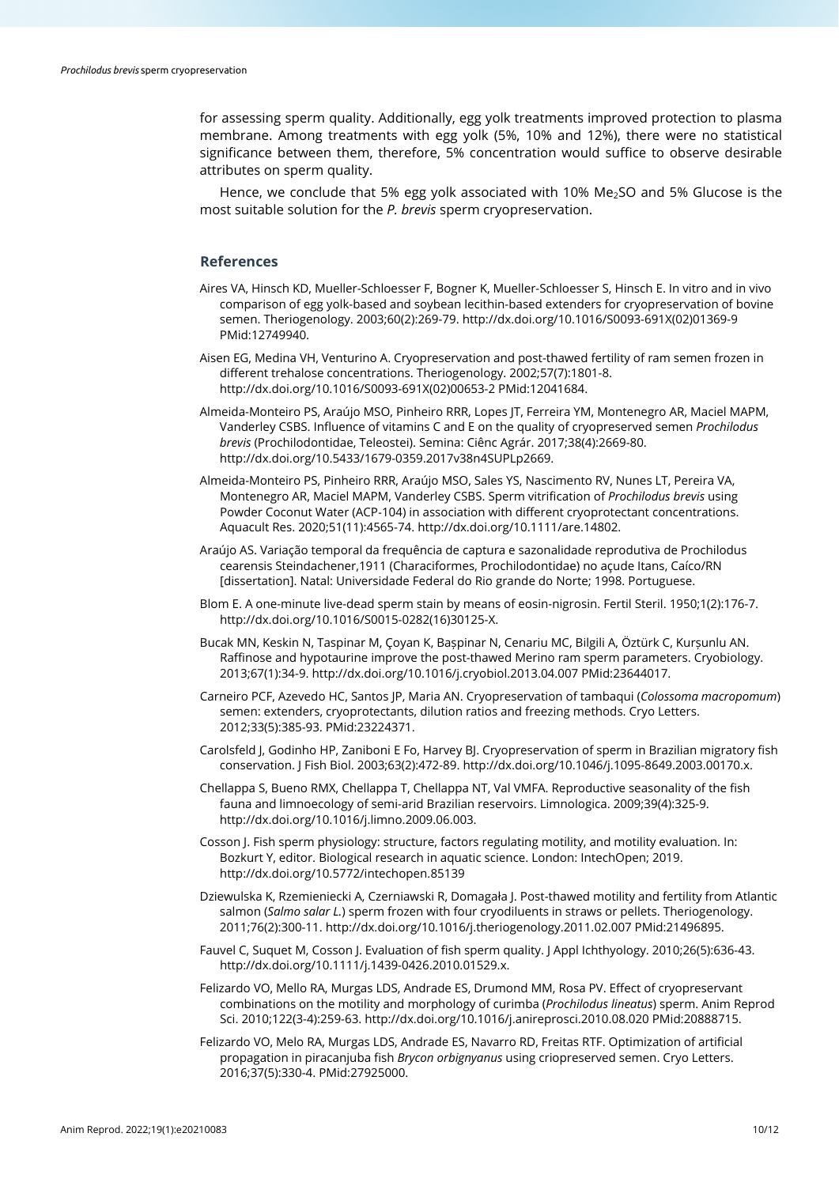for assessing sperm quality. Additionally, egg yolk treatments improved protection to plasma membrane. Among treatments with egg yolk (5%, 10% and 12%), there were no statistical significance between them, therefore, 5% concentration would suffice to observe desirable attributes on sperm quality.

Hence, we conclude that 5% egg yolk associated with 10% $Me_2SO$ and 5% Glucose is the most suitable solution for the *P. brevis* sperm cryopreservation.

## References

Aires VA, Hinsch KD, Mueller-Schloesser F, Bogner K, Mueller-Schloesser S, Hinsch E. In vitro and in vivo comparison of egg yolk-based and soybean lecithin-based extenders for cryopreservation of bovine semen. Theriogenology. 2003;60(2):269-79. http://dx.doi.org/10.1016/S0093-691X(02)01369-9 PMid:12749940.

Aisen EG, Medina VH, Venturino A. Cryopreservation and post-thawed fertility of ram semen frozen in different trehalose concentrations. Theriogenology. 2002;57(7):1801-8. http://dx.doi.org/10.1016/S0093-691X(02)00653-2 PMid:12041684.

Almeida-Monteiro PS, Araújo MSO, Pinheiro RRR, Lopes JT, Ferreira YM, Montenegro AR, Maciel MAPM, Vanderley CSBS. Influence of vitamins C and E on the quality of cryopreserved semen *Prochilodus brevis* (Prochilodontidae, Teleostei). Semina: Ciênc Agrár. 2017;38(4):2669-80. http://dx.doi.org/10.5433/1679-0359.2017v38n4SUPLp2669.

Almeida-Monteiro PS, Pinheiro RRR, Araújo MSO, Sales YS, Nascimento RV, Nunes LT, Pereira VA, Montenegro AR, Maciel MAPM, Vanderley CSBS. Sperm vitrification of *Prochilodus brevis* using Powder Coconut Water (ACP-104) in association with different cryoprotectant concentrations. Aquacult Res. 2020;51(11):4565-74. http://dx.doi.org/10.1111/are.14802.

Araújo AS. Variação temporal da frequência de captura e sazonalidade reprodutiva de Prochilodus cearensis Steindachener,1911 (Characiformes, Prochilodontidae) no açude Itans, Caíco/RN [dissertation]. Natal: Universidade Federal do Rio grande do Norte; 1998. Portuguese.

Blom E. A one-minute live-dead sperm stain by means of eosin-nigrosin. Fertil Steril. 1950;1(2):176-7. http://dx.doi.org/10.1016/S0015-0282(16)30125-X.

Bucak MN, Keskin N, Taspinar M, Çoyan K, Başpinar N, Cenariu MC, Bilgili A, Öztürk C, Kurşunlu AN. Raffinose and hypotaurine improve the post-thawed Merino ram sperm parameters. Cryobiology. 2013;67(1):34-9. http://dx.doi.org/10.1016/j.cryobiol.2013.04.007 PMid:23644017.

Carneiro PCF, Azevedo HC, Santos JP, Maria AN. Cryopreservation of tambaqui (*Colossoma macropomum*) semen: extenders, cryoprotectants, dilution ratios and freezing methods. Cryo Letters. 2012;33(5):385-93. PMid:23224371.

Carolsfeld J, Godinho HP, Zaniboni E Fo, Harvey BJ. Cryopreservation of sperm in Brazilian migratory fish conservation. J Fish Biol. 2003;63(2):472-89. http://dx.doi.org/10.1046/j.1095-8649.2003.00170.x.

Chellappa S, Bueno RMX, Chellappa T, Chellappa NT, Val VMFA. Reproductive seasonality of the fish fauna and limnoecology of semi-arid Brazilian reservoirs. Limnologica. 2009;39(4):325-9. http://dx.doi.org/10.1016/j.limno.2009.06.003.

Cosson J. Fish sperm physiology: structure, factors regulating motility, and motility evaluation. In: Bozkurt Y, editor. Biological research in aquatic science. London: IntechOpen; 2019. http://dx.doi.org/10.5772/intechopen.85139

Dziewulska K, Rzemieniecki A, Czerniawski R, Domagała J. Post-thawed motility and fertility from Atlantic salmon (*Salmo salar L.*) sperm frozen with four cryodiluents in straws or pellets. Theriogenology. 2011;76(2):300-11. http://dx.doi.org/10.1016/j.theriogenology.2011.02.007 PMid:21496895.

Fauvel C, Suquet M, Cosson J. Evaluation of fish sperm quality. J Appl Ichthyology. 2010;26(5):636-43. http://dx.doi.org/10.1111/j.1439-0426.2010.01529.x.

Felizardo VO, Mello RA, Murgas LDS, Andrade ES, Drumond MM, Rosa PV. Effect of cryopreservant combinations on the motility and morphology of curimba (*Prochilodus lineatus*) sperm. Anim Reprod Sci. 2010;122(3-4):259-63. http://dx.doi.org/10.1016/j.anireprosci.2010.08.020 PMid:20888715.

Felizardo VO, Melo RA, Murgas LDS, Andrade ES, Navarro RD, Freitas RTF. Optimization of artificial propagation in piracanjuba fish *Brycon orbignyanus* using criopreserved semen. Cryo Letters. 2016;37(5):330-4. PMid:27925000.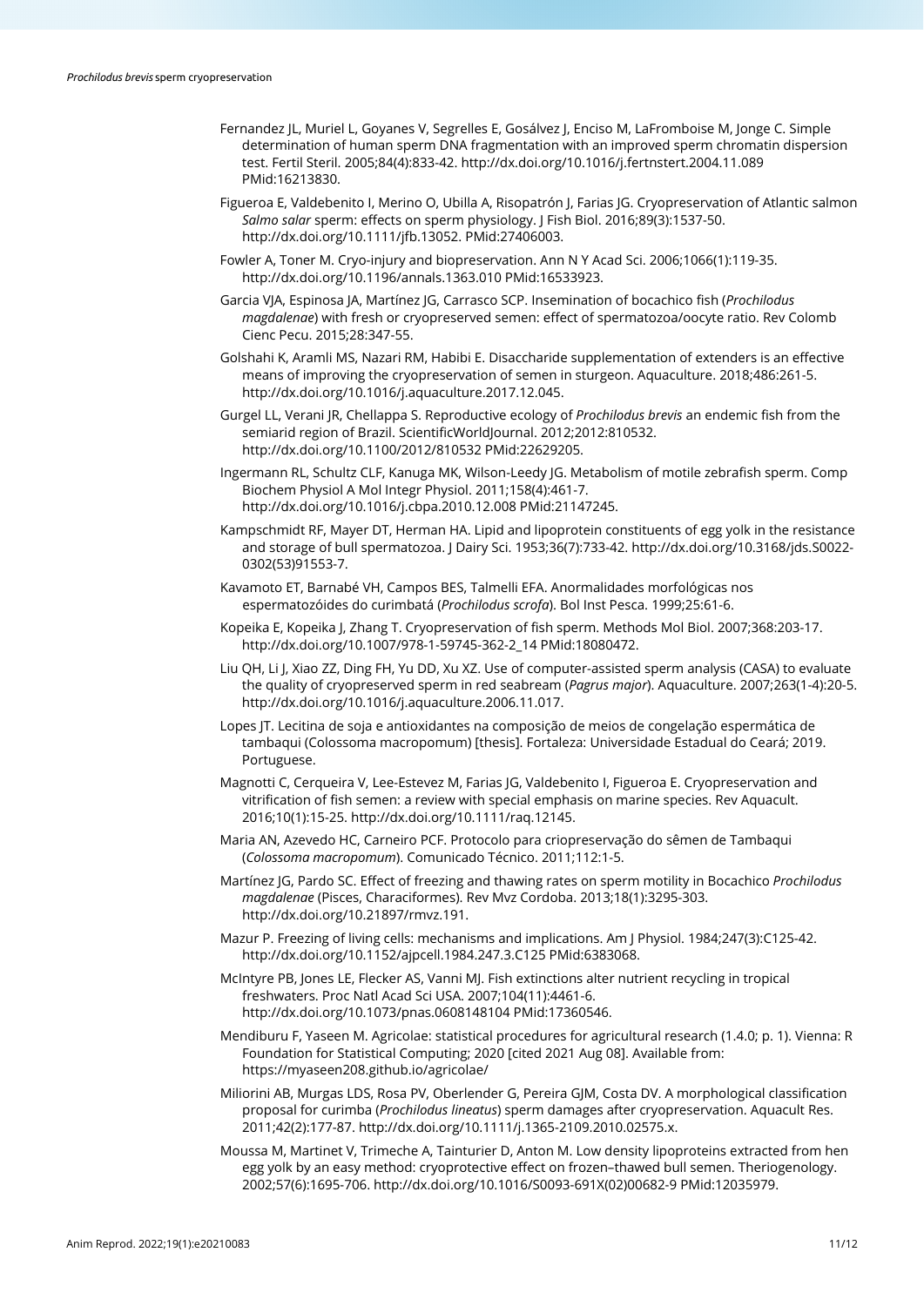Fernandez JL, Muriel L, Goyanes V, Segrelles E, Gosálvez J, Enciso M, LaFromboise M, Jonge C. Simple determination of human sperm DNA fragmentation with an improved sperm chromatin dispersion test. Fertil Steril. 2005;84(4):833-42. http://dx.doi.org/10.1016/j.fertnstert.2004.11.089 PMid:16213830.

Figueroa E, Valdebenito I, Merino O, Ubilla A, Risopatrón J, Farias JG. Cryopreservation of Atlantic salmon *Salmo salar* sperm: effects on sperm physiology. J Fish Biol. 2016;89(3):1537-50. http://dx.doi.org/10.1111/jfb.13052. PMid:27406003.

Fowler A, Toner M. Cryo-injury and biopreservation. Ann N Y Acad Sci. 2006;1066(1):119-35. http://dx.doi.org/10.1196/annals.1363.010 PMid:16533923.

Garcia VJA, Espinosa JA, Martínez JG, Carrasco SCP. Insemination of bocachico fish (*Prochilodus magdalenae*) with fresh or cryopreserved semen: effect of spermatozoa/oocyte ratio. Rev Colomb Cienc Pecu. 2015;28:347-55.

Golshahi K, Aramli MS, Nazari RM, Habibi E. Disaccharide supplementation of extenders is an effective means of improving the cryopreservation of semen in sturgeon. Aquaculture. 2018;486:261-5. http://dx.doi.org/10.1016/j.aquaculture.2017.12.045.

Gurgel LL, Verani JR, Chellappa S. Reproductive ecology of *Prochilodus brevis* an endemic fish from the semiarid region of Brazil. ScientificWorldJournal. 2012;2012:810532. http://dx.doi.org/10.1100/2012/810532 PMid:22629205.

Ingermann RL, Schultz CLF, Kanuga MK, Wilson-Leedy JG. Metabolism of motile zebrafish sperm. Comp Biochem Physiol A Mol Integr Physiol. 2011;158(4):461-7. http://dx.doi.org/10.1016/j.cbpa.2010.12.008 PMid:21147245.

Kampschmidt RF, Mayer DT, Herman HA. Lipid and lipoprotein constituents of egg yolk in the resistance and storage of bull spermatozoa. J Dairy Sci. 1953;36(7):733-42. http://dx.doi.org/10.3168/jds.S0022-0302(53)91553-7.

Kavamoto ET, Barnabé VH, Campos BES, Talmelli EFA. Anormalidades morfológicas nos espermatozóides do curimbatá (*Prochilodus scrofa*). Bol Inst Pesca. 1999;25:61-6.

Kopeika E, Kopeika J, Zhang T. Cryopreservation of fish sperm. Methods Mol Biol. 2007;368:203-17. http://dx.doi.org/10.1007/978-1-59745-362-2_14 PMid:18080472.

Liu QH, Li J, Xiao ZZ, Ding FH, Yu DD, Xu XZ. Use of computer-assisted sperm analysis (CASA) to evaluate the quality of cryopreserved sperm in red seabream (*Pagrus major*). Aquaculture. 2007;263(1-4):20-5. http://dx.doi.org/10.1016/j.aquaculture.2006.11.017.

Lopes JT. Lecitina de soja e antioxidantes na composição de meios de congelação espermática de tambaqui (Colossoma macropomum) [thesis]. Fortaleza: Universidade Estadual do Ceará; 2019. Portuguese.

Magnotti C, Cerqueira V, Lee-Estevez M, Farias JG, Valdebenito I, Figueroa E. Cryopreservation and vitrification of fish semen: a review with special emphasis on marine species. Rev Aquacult. 2016;10(1):15-25. http://dx.doi.org/10.1111/raq.12145.

Maria AN, Azevedo HC, Carneiro PCF. Protocolo para criopreservação do sêmen de Tambaqui (*Colossoma macropomum*). Comunicado Técnico. 2011;112:1-5.

Martínez JG, Pardo SC. Effect of freezing and thawing rates on sperm motility in Bocachico *Prochilodus magdalenae* (Pisces, Characiformes). Rev Mvz Cordoba. 2013;18(1):3295-303. http://dx.doi.org/10.21897/rmvz.191.

Mazur P. Freezing of living cells: mechanisms and implications. Am J Physiol. 1984;247(3):C125-42. http://dx.doi.org/10.1152/ajpcell.1984.247.3.C125 PMid:6383068.

McIntyre PB, Jones LE, Flecker AS, Vanni MJ. Fish extinctions alter nutrient recycling in tropical freshwaters. Proc Natl Acad Sci USA. 2007;104(11):4461-6. http://dx.doi.org/10.1073/pnas.0608148104 PMid:17360546.

Mendiburu F, Yaseen M. Agricolae: statistical procedures for agricultural research (1.4.0; p. 1). Vienna: R Foundation for Statistical Computing; 2020 [cited 2021 Aug 08]. Available from: https://myaseen208.github.io/agricolae/

Miliorini AB, Murgas LDS, Rosa PV, Oberlender G, Pereira GJM, Costa DV. A morphological classification proposal for curimba (*Prochilodus lineatus*) sperm damages after cryopreservation. Aquacult Res. 2011;42(2):177-87. http://dx.doi.org/10.1111/j.1365-2109.2010.02575.x.

Moussa M, Martinet V, Trimeche A, Tainturier D, Anton M. Low density lipoproteins extracted from hen egg yolk by an easy method: cryoprotective effect on frozen–thawed bull semen. Theriogenology. 2002;57(6):1695-706. http://dx.doi.org/10.1016/S0093-691X(02)00682-9 PMid:12035979.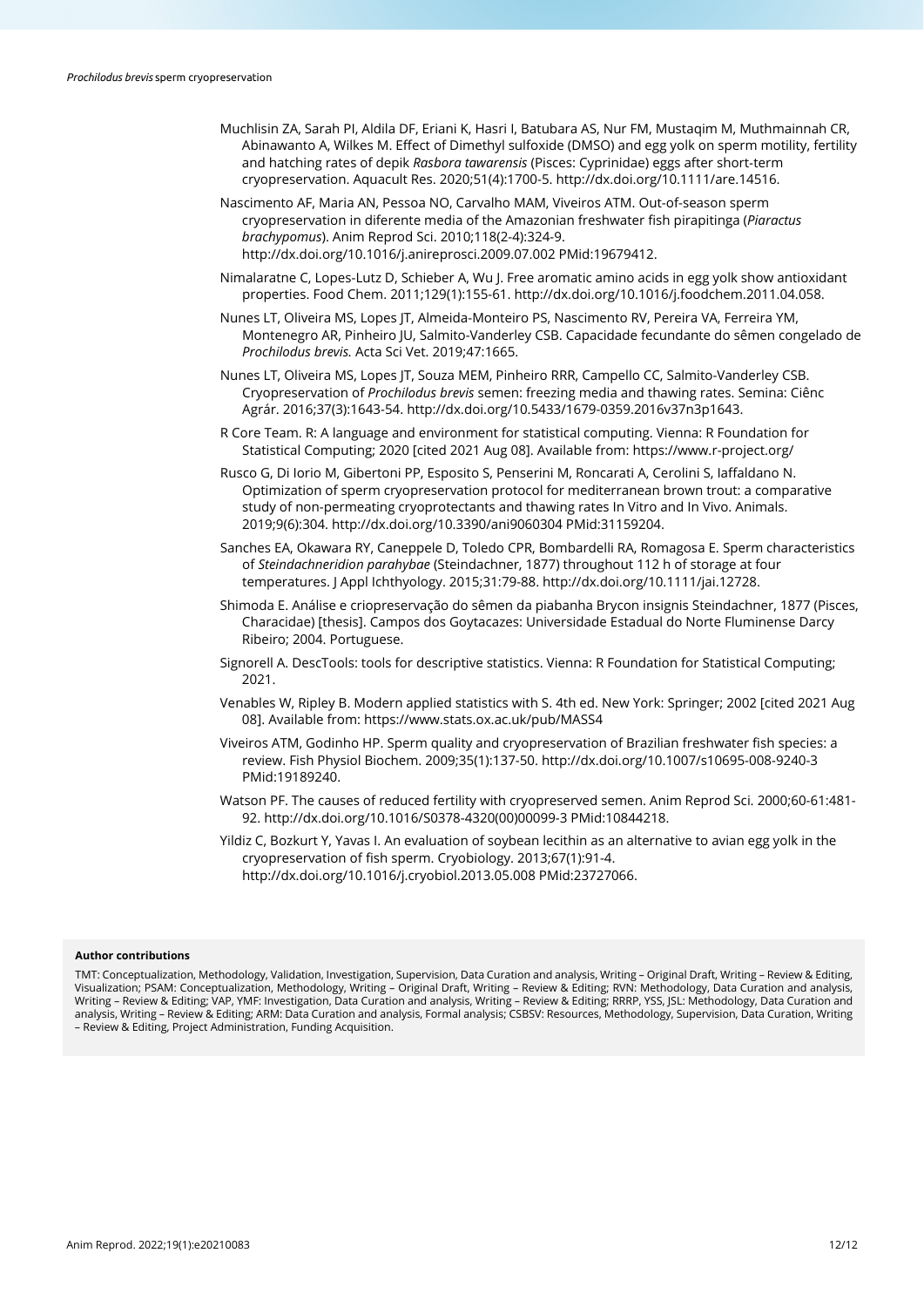Muchlisin ZA, Sarah PI, Aldila DF, Eriani K, Hasri I, Batubara AS, Nur FM, Mustaqim M, Muthmainnah CR, Abinawanto A, Wilkes M. Effect of Dimethyl sulfoxide (DMSO) and egg yolk on sperm motility, fertility and hatching rates of depik *Rasbora tawarensis* (Pisces: Cyprinidae) eggs after short-term cryopreservation. Aquacult Res. 2020;51(4):1700-5. http://dx.doi.org/10.1111/are.14516.

Nascimento AF, Maria AN, Pessoa NO, Carvalho MAM, Viveiros ATM. Out-of-season sperm cryopreservation in diferente media of the Amazonian freshwater fish pirapitinga (*Piaractus brachypomus*). Anim Reprod Sci. 2010;118(2-4):324-9. http://dx.doi.org/10.1016/j.anireprosci.2009.07.002 PMid:19679412.

Nimalaratne C, Lopes-Lutz D, Schieber A, Wu J. Free aromatic amino acids in egg yolk show antioxidant properties. Food Chem. 2011;129(1):155-61. http://dx.doi.org/10.1016/j.foodchem.2011.04.058.

Nunes LT, Oliveira MS, Lopes JT, Almeida-Monteiro PS, Nascimento RV, Pereira VA, Ferreira YM, Montenegro AR, Pinheiro JU, Salmito-Vanderley CSB. Capacidade fecundante do sêmen congelado de *Prochilodus brevis.* Acta Sci Vet. 2019;47:1665.

Nunes LT, Oliveira MS, Lopes JT, Souza MEM, Pinheiro RRR, Campello CC, Salmito-Vanderley CSB. Cryopreservation of *Prochilodus brevis* semen: freezing media and thawing rates. Semina: Ciênc Agrár. 2016;37(3):1643-54. http://dx.doi.org/10.5433/1679-0359.2016v37n3p1643.

R Core Team. R: A language and environment for statistical computing. Vienna: R Foundation for Statistical Computing; 2020 [cited 2021 Aug 08]. Available from: https://www.r-project.org/

Rusco G, Di Iorio M, Gibertoni PP, Esposito S, Penserini M, Roncarati A, Cerolini S, Iaffaldano N. Optimization of sperm cryopreservation protocol for mediterranean brown trout: a comparative study of non-permeating cryoprotectants and thawing rates In Vitro and In Vivo. Animals. 2019;9(6):304. http://dx.doi.org/10.3390/ani9060304 PMid:31159204.

Sanches EA, Okawara RY, Caneppele D, Toledo CPR, Bombardelli RA, Romagosa E. Sperm characteristics of *Steindachneridion parahybae* (Steindachner, 1877) throughout 112 h of storage at four temperatures. J Appl Ichthyology. 2015;31:79-88. http://dx.doi.org/10.1111/jai.12728.

Shimoda E. Análise e criopreservação do sêmen da piabanha Brycon insignis Steindachner, 1877 (Pisces, Characidae) [thesis]. Campos dos Goytacazes: Universidade Estadual do Norte Fluminense Darcy Ribeiro; 2004. Portuguese.

Signorell A. DescTools: tools for descriptive statistics. Vienna: R Foundation for Statistical Computing; 2021.

Venables W, Ripley B. Modern applied statistics with S. 4th ed. New York: Springer; 2002 [cited 2021 Aug 08]. Available from: https://www.stats.ox.ac.uk/pub/MASS4

Viveiros ATM, Godinho HP. Sperm quality and cryopreservation of Brazilian freshwater fish species: a review. Fish Physiol Biochem. 2009;35(1):137-50. http://dx.doi.org/10.1007/s10695-008-9240-3 PMid:19189240.

Watson PF. The causes of reduced fertility with cryopreserved semen. Anim Reprod Sci. 2000;60-61:481-92. http://dx.doi.org/10.1016/S0378-4320(00)00099-3 PMid:10844218.

Yildiz C, Bozkurt Y, Yavas I. An evaluation of soybean lecithin as an alternative to avian egg yolk in the cryopreservation of fish sperm. Cryobiology. 2013;67(1):91-4. http://dx.doi.org/10.1016/j.cryobiol.2013.05.008 PMid:23727066.

**Author contributions**

TMT: Conceptualization, Methodology, Validation, Investigation, Supervision, Data Curation and analysis, Writing – Original Draft, Writing – Review & Editing, Visualization; PSAM: Conceptualization, Methodology, Writing – Original Draft, Writing – Review & Editing; RVN: Methodology, Data Curation and analysis, Writing – Review & Editing; VAP, YMF: Investigation, Data Curation and analysis, Writing – Review & Editing; RRRP, YSS, JSL: Methodology, Data Curation and analysis, Writing – Review & Editing; ARM: Data Curation and analysis, Formal analysis; CSBSV: Resources, Methodology, Supervision, Data Curation, Writing – Review & Editing, Project Administration, Funding Acquisition.